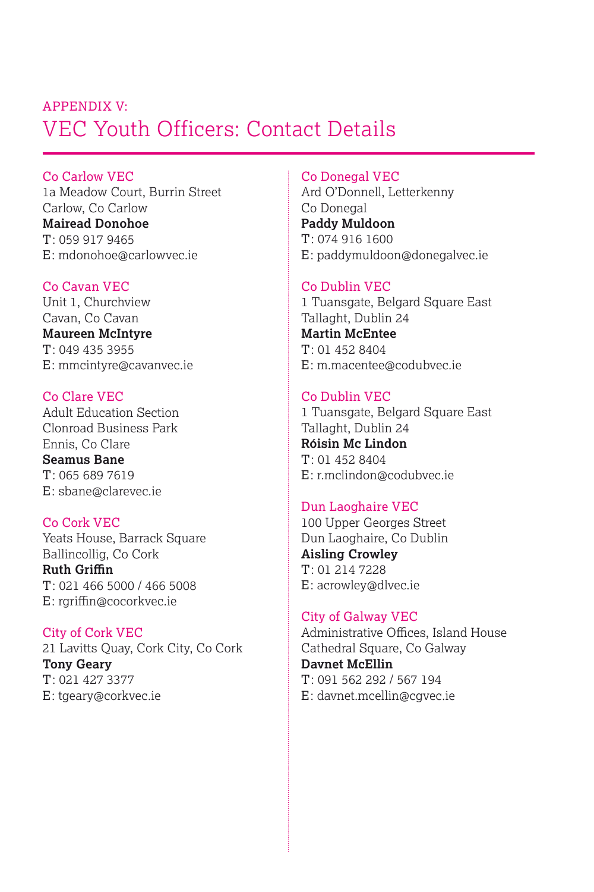APPENDIX V:

# VEC Youth Officers: Contact Details

### Co Carlow VEC
1a Meadow Court, Burrin Street
Carlow, Co Carlow
**Mairead Donohoe**
T: 059 917 9465
E: mdonohoe@carlowvec.ie

### Co Cavan VEC
Unit 1, Churchview
Cavan, Co Cavan
**Maureen McIntyre**
T: 049 435 3955
E: mmcintyre@cavanvec.ie

### Co Clare VEC
Adult Education Section
Clonroad Business Park
Ennis, Co Clare
**Seamus Bane**
T: 065 689 7619
E: sbane@clarevec.ie

### Co Cork VEC
Yeats House, Barrack Square
Ballincollig, Co Cork
**Ruth Griffin**
T: 021 466 5000 / 466 5008
E: rgriffin@cocorkvec.ie

### City of Cork VEC
21 Lavitts Quay, Cork City, Co Cork
**Tony Geary**
T: 021 427 3377
E: tgeary@corkvec.ie

### Co Donegal VEC
Ard O'Donnell, Letterkenny
Co Donegal
**Paddy Muldoon**
T: 074 916 1600
E: paddymuldoon@donegalvec.ie

### Co Dublin VEC
1 Tuansgate, Belgard Square East
Tallaght, Dublin 24
**Martin McEntee**
T: 01 452 8404
E: m.macentee@codubvec.ie

### Co Dublin VEC
1 Tuansgate, Belgard Square East
Tallaght, Dublin 24
**Róisin Mc Lindon**
T: 01 452 8404
E: r.mclindon@codubvec.ie

### Dun Laoghaire VEC
100 Upper Georges Street
Dun Laoghaire, Co Dublin
**Aisling Crowley**
T: 01 214 7228
E: acrowley@dlvec.ie

### City of Galway VEC
Administrative Offices, Island House
Cathedral Square, Co Galway
**Davnet McEllin**
T: 091 562 292 / 567 194
E: davnet.mcellin@cgvec.ie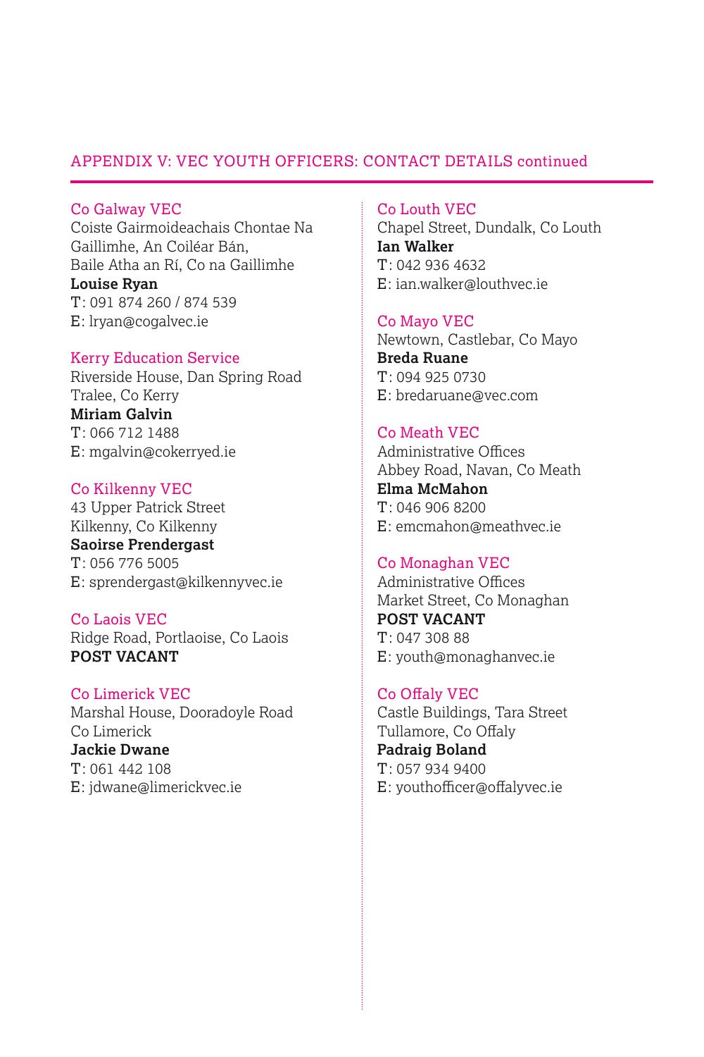## APPENDIX V: VEC YOUTH OFFICERS: CONTACT DETAILS continued

### Co Galway VEC
Coiste Gairmoideachais Chontae Na Gaillimhe, An Coiléar Bán,
Baile Atha an Rí, Co na Gaillimhe
**Louise Ryan**
T: 091 874 260 / 874 539
E: lryan@cogalvec.ie

### Kerry Education Service
Riverside House, Dan Spring Road
Tralee, Co Kerry
**Miriam Galvin**
T: 066 712 1488
E: mgalvin@cokerryed.ie

### Co Kilkenny VEC
43 Upper Patrick Street
Kilkenny, Co Kilkenny
**Saoirse Prendergast**
T: 056 776 5005
E: sprendergast@kilkennyvec.ie

### Co Laois VEC
Ridge Road, Portlaoise, Co Laois
**POST VACANT**

### Co Limerick VEC
Marshal House, Dooradoyle Road
Co Limerick
**Jackie Dwane**
T: 061 442 108
E: jdwane@limerickvec.ie

### Co Louth VEC
Chapel Street, Dundalk, Co Louth
**Ian Walker**
T: 042 936 4632
E: ian.walker@louthvec.ie

### Co Mayo VEC
Newtown, Castlebar, Co Mayo
**Breda Ruane**
T: 094 925 0730
E: bredaruane@vec.com

### Co Meath VEC
Administrative Offices
Abbey Road, Navan, Co Meath
**Elma McMahon**
T: 046 906 8200
E: emcmahon@meathvec.ie

### Co Monaghan VEC
Administrative Offices
Market Street, Co Monaghan
**POST VACANT**
T: 047 308 88
E: youth@monaghanvec.ie

### Co Offaly VEC
Castle Buildings, Tara Street
Tullamore, Co Offaly
**Padraig Boland**
T: 057 934 9400
E: youthofficer@offalyvec.ie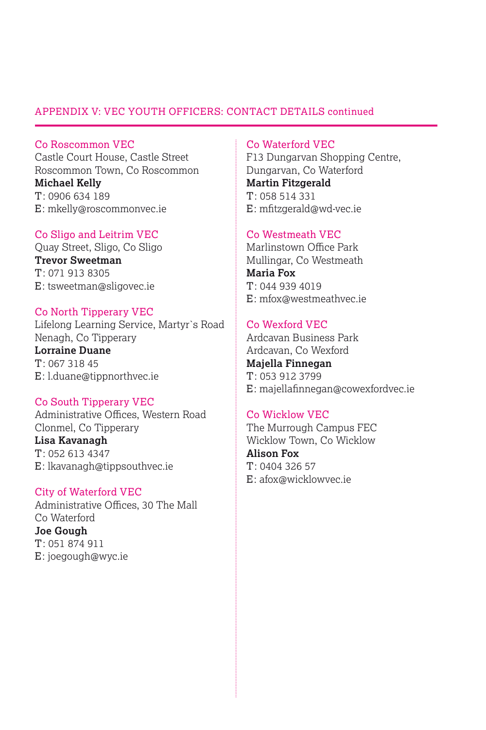## APPENDIX V: VEC YOUTH OFFICERS: CONTACT DETAILS continued

### Co Roscommon VEC
Castle Court House, Castle Street
Roscommon Town, Co Roscommon
**Michael Kelly**
T: 0906 634 189
E: mkelly@roscommonvec.ie

### Co Sligo and Leitrim VEC
Quay Street, Sligo, Co Sligo
**Trevor Sweetman**
T: 071 913 8305
E: tsweetman@sligovec.ie

### Co North Tipperary VEC
Lifelong Learning Service, Martyr`s Road
Nenagh, Co Tipperary
**Lorraine Duane**
T: 067 318 45
E: l.duane@tippnorthvec.ie

### Co South Tipperary VEC
Administrative Offices, Western Road
Clonmel, Co Tipperary
**Lisa Kavanagh**
T: 052 613 4347
E: lkavanagh@tippsouthvec.ie

### City of Waterford VEC
Administrative Offices, 30 The Mall
Co Waterford
**Joe Gough**
T: 051 874 911
E: joegough@wyc.ie

### Co Waterford VEC
F13 Dungarvan Shopping Centre,
Dungarvan, Co Waterford
**Martin Fitzgerald**
T: 058 514 331
E: mfitzgerald@wd-vec.ie

### Co Westmeath VEC
Marlinstown Office Park
Mullingar, Co Westmeath
**Maria Fox**
T: 044 939 4019
E: mfox@westmeathvec.ie

### Co Wexford VEC
Ardcavan Business Park
Ardcavan, Co Wexford
**Majella Finnegan**
T: 053 912 3799
E: majellafinnegan@cowexfordvec.ie

### Co Wicklow VEC
The Murrough Campus FEC
Wicklow Town, Co Wicklow
**Alison Fox**
T: 0404 326 57
E: afox@wicklowvec.ie